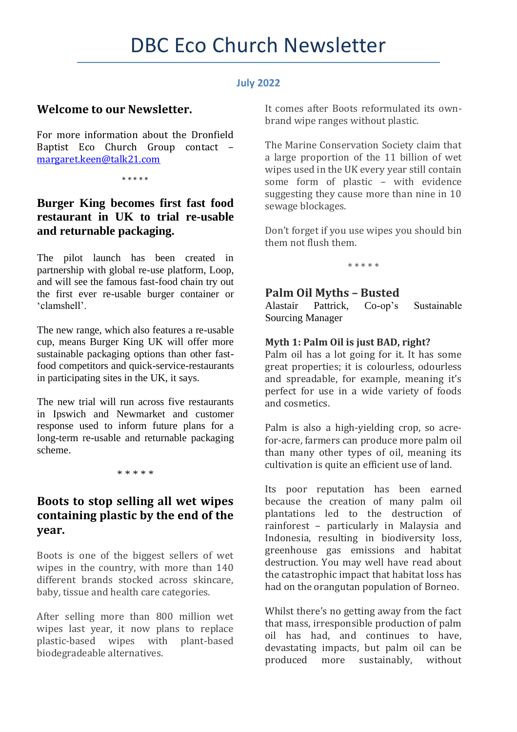# DBC Eco Church Newsletter

**July 2022**

## Welcome to our Newsletter.

For more information about the Dronfield Baptist Eco Church Group contact – margaret.keen@talk21.com

\* \* \* \* \*

## Burger King becomes first fast food restaurant in UK to trial re-usable and returnable packaging.

The pilot launch has been created in partnership with global re-use platform, Loop, and will see the famous fast-food chain try out the first ever re-usable burger container or 'clamshell'.

The new range, which also features a re-usable cup, means Burger King UK will offer more sustainable packaging options than other fast-food competitors and quick-service-restaurants in participating sites in the UK, it says.

The new trial will run across five restaurants in Ipswich and Newmarket and customer response used to inform future plans for a long-term re-usable and returnable packaging scheme.

\* \* \* \* \*

## Boots to stop selling all wet wipes containing plastic by the end of the year.

Boots is one of the biggest sellers of wet wipes in the country, with more than 140 different brands stocked across skincare, baby, tissue and health care categories.

After selling more than 800 million wet wipes last year, it now plans to replace plastic-based wipes with plant-based biodegradeable alternatives.

It comes after Boots reformulated its own-brand wipe ranges without plastic.

The Marine Conservation Society claim that a large proportion of the 11 billion of wet wipes used in the UK every year still contain some form of plastic – with evidence suggesting they cause more than nine in 10 sewage blockages.

Don't forget if you use wipes you should bin them not flush them.

\* \* \* \* \*

## Palm Oil Myths – Busted

Alastair Pattrick, Co-op's Sustainable Sourcing Manager

**Myth 1: Palm Oil is just BAD, right?**

Palm oil has a lot going for it. It has some great properties; it is colourless, odourless and spreadable, for example, meaning it's perfect for use in a wide variety of foods and cosmetics.

Palm is also a high-yielding crop, so acre-for-acre, farmers can produce more palm oil than many other types of oil, meaning its cultivation is quite an efficient use of land.

Its poor reputation has been earned because the creation of many palm oil plantations led to the destruction of rainforest – particularly in Malaysia and Indonesia, resulting in biodiversity loss, greenhouse gas emissions and habitat destruction. You may well have read about the catastrophic impact that habitat loss has had on the orangutan population of Borneo.

Whilst there's no getting away from the fact that mass, irresponsible production of palm oil has had, and continues to have, devastating impacts, but palm oil can be produced more sustainably, without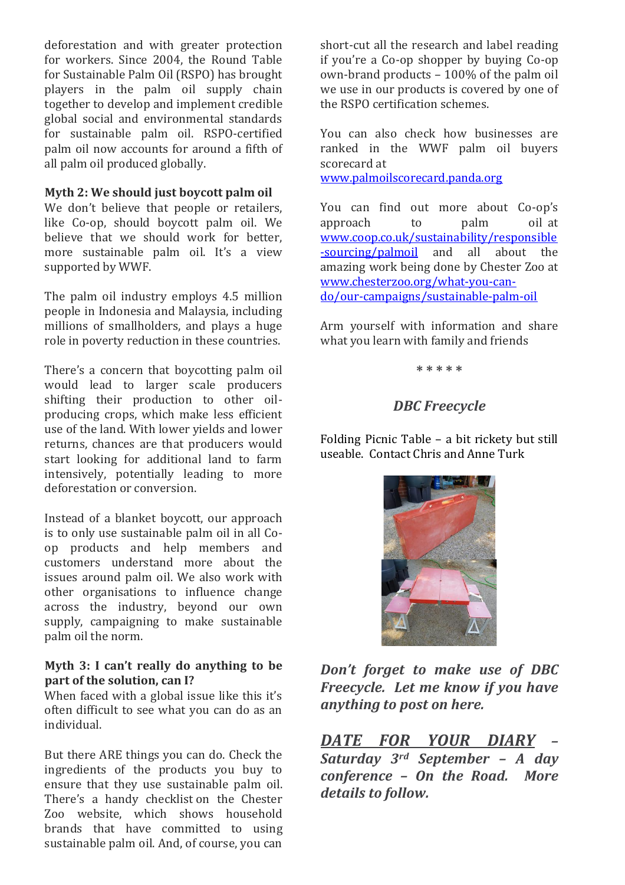deforestation and with greater protection for workers. Since 2004, the Round Table for Sustainable Palm Oil (RSPO) has brought players in the palm oil supply chain together to develop and implement credible global social and environmental standards for sustainable palm oil. RSPO-certified palm oil now accounts for around a fifth of all palm oil produced globally.

**Myth 2: We should just boycott palm oil**

We don't believe that people or retailers, like Co-op, should boycott palm oil. We believe that we should work for better, more sustainable palm oil. It's a view supported by WWF.

The palm oil industry employs 4.5 million people in Indonesia and Malaysia, including millions of smallholders, and plays a huge role in poverty reduction in these countries.

There's a concern that boycotting palm oil would lead to larger scale producers shifting their production to other oil-producing crops, which make less efficient use of the land. With lower yields and lower returns, chances are that producers would start looking for additional land to farm intensively, potentially leading to more deforestation or conversion.

Instead of a blanket boycott, our approach is to only use sustainable palm oil in all Co-op products and help members and customers understand more about the issues around palm oil. We also work with other organisations to influence change across the industry, beyond our own supply, campaigning to make sustainable palm oil the norm.

**Myth 3: I can't really do anything to be part of the solution, can I?**

When faced with a global issue like this it's often difficult to see what you can do as an individual.

But there ARE things you can do. Check the ingredients of the products you buy to ensure that they use sustainable palm oil. There's a handy checklist on the Chester Zoo website, which shows household brands that have committed to using sustainable palm oil. And, of course, you can short-cut all the research and label reading if you're a Co-op shopper by buying Co-op own-brand products – 100% of the palm oil we use in our products is covered by one of the RSPO certification schemes.

You can also check how businesses are ranked in the WWF palm oil buyers scorecard at www.palmoilscorecard.panda.org

You can find out more about Co-op's approach to palm oil at www.coop.co.uk/sustainability/responsible-sourcing/palmoil and all about the amazing work being done by Chester Zoo at www.chesterzoo.org/what-you-can-do/our-campaigns/sustainable-palm-oil

Arm yourself with information and share what you learn with family and friends

\* \* \* \* \*

## *DBC Freecycle*

Folding Picnic Table – a bit rickety but still useable. Contact Chris and Anne Turk

***Don't forget to make use of DBC Freecycle. Let me know if you have anything to post on here.***

***<u>DATE FOR YOUR DIARY</u> – Saturday 3rd September – A day conference – On the Road. More details to follow.***